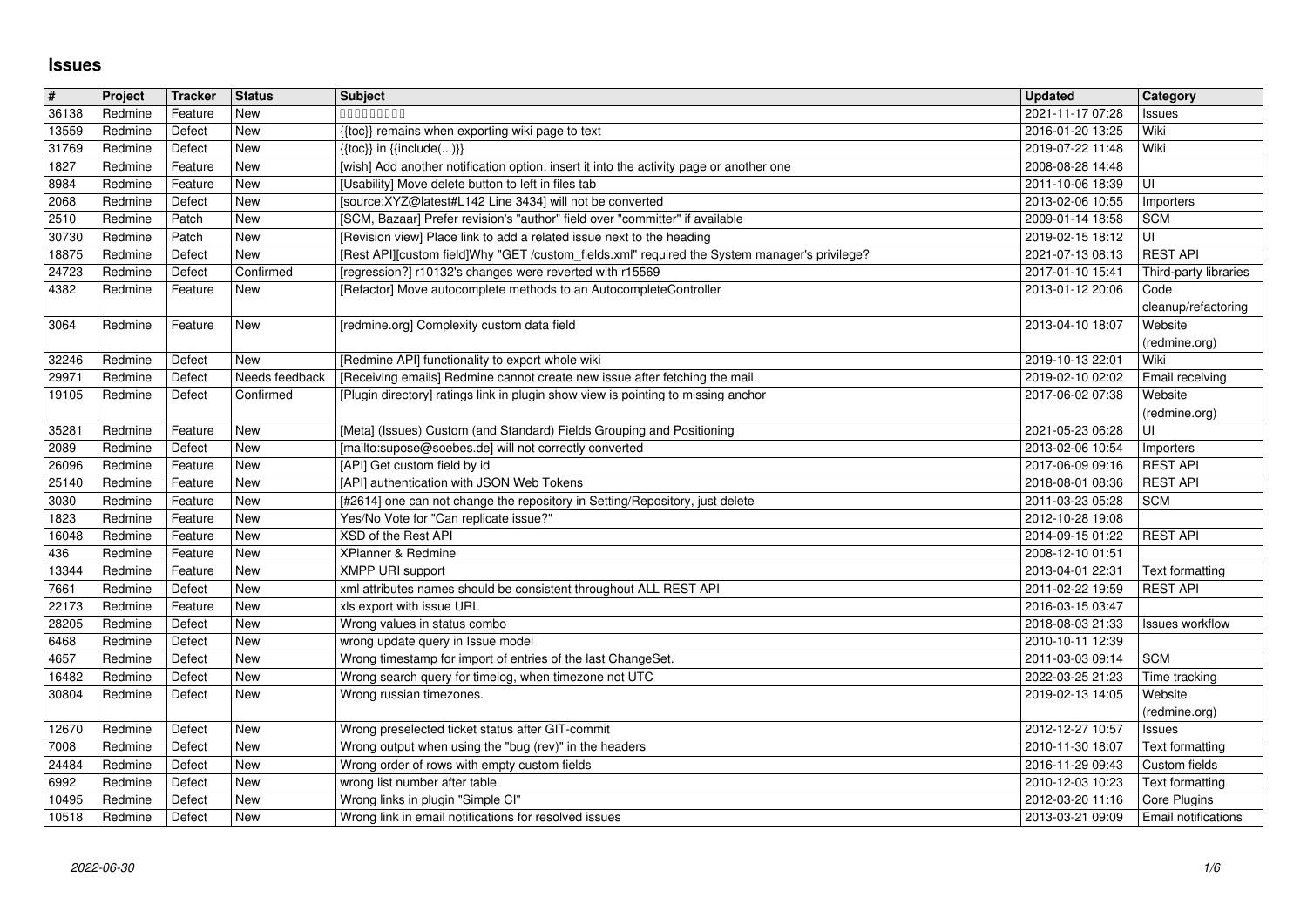# Issues

| # | Project | Tracker | Status | Subject | Updated | Category |
|---|---|---|---|---|---|---|
| 36138 | Redmine | Feature | New | ���������� | 2021-11-17 07:28 | Issues |
| 13559 | Redmine | Defect | New | {{toc}} remains when exporting wiki page to text | 2016-01-20 13:25 | Wiki |
| 31769 | Redmine | Defect | New | {{toc}} in {{include(...)}} | 2019-07-22 11:48 | Wiki |
| 1827 | Redmine | Feature | New | [wish] Add another notification option: insert it into the activity page or another one | 2008-08-28 14:48 | |
| 8984 | Redmine | Feature | New | [Usability] Move delete button to left in files tab | 2011-10-06 18:39 | UI |
| 2068 | Redmine | Defect | New | [source:XYZ@latest#L142 Line 3434] will not be converted | 2013-02-06 10:55 | Importers |
| 2510 | Redmine | Patch | New | [SCM, Bazaar] Prefer revision's "author" field over "committer" if available | 2009-01-14 18:58 | SCM |
| 30730 | Redmine | Patch | New | [Revision view] Place link to add a related issue next to the heading | 2019-02-15 18:12 | UI |
| 18875 | Redmine | Defect | New | [Rest API][custom field]Why "GET /custom_fields.xml" required the System manager's privilege? | 2021-07-13 08:13 | REST API |
| 24723 | Redmine | Defect | Confirmed | [regression?] r10132's changes were reverted with r15569 | 2017-01-10 15:41 | Third-party libraries |
| 4382 | Redmine | Feature | New | [Refactor] Move autocomplete methods to an AutocompleteController | 2013-01-12 20:06 | Code cleanup/refactoring |
| 3064 | Redmine | Feature | New | [redmine.org] Complexity custom data field | 2013-04-10 18:07 | Website (redmine.org) |
| 32246 | Redmine | Defect | New | [Redmine API] functionality to export whole wiki | 2019-10-13 22:01 | Wiki |
| 29971 | Redmine | Defect | Needs feedback | [Receiving emails] Redmine cannot create new issue after fetching the mail. | 2019-02-10 02:02 | Email receiving |
| 19105 | Redmine | Defect | Confirmed | [Plugin directory] ratings link in plugin show view is pointing to missing anchor | 2017-06-02 07:38 | Website (redmine.org) |
| 35281 | Redmine | Feature | New | [Meta] (Issues) Custom (and Standard) Fields Grouping and Positioning | 2021-05-23 06:28 | UI |
| 2089 | Redmine | Defect | New | [mailto:supose@soebes.de] will not correctly converted | 2013-02-06 10:54 | Importers |
| 26096 | Redmine | Feature | New | [API] Get custom field by id | 2017-06-09 09:16 | REST API |
| 25140 | Redmine | Feature | New | [API] authentication with JSON Web Tokens | 2018-08-01 08:36 | REST API |
| 3030 | Redmine | Feature | New | [#2614] one can not change the repository in Setting/Repository, just delete | 2011-03-23 05:28 | SCM |
| 1823 | Redmine | Feature | New | Yes/No Vote for "Can replicate issue?" | 2012-10-28 19:08 | |
| 16048 | Redmine | Feature | New | XSD of the Rest API | 2014-09-15 01:22 | REST API |
| 436 | Redmine | Feature | New | XPlanner & Redmine | 2008-12-10 01:51 | |
| 13344 | Redmine | Feature | New | XMPP URI support | 2013-04-01 22:31 | Text formatting |
| 7661 | Redmine | Defect | New | xml attributes names should be consistent throughout ALL REST API | 2011-02-22 19:59 | REST API |
| 22173 | Redmine | Feature | New | xls export with issue URL | 2016-03-15 03:47 | |
| 28205 | Redmine | Defect | New | Wrong values in status combo | 2018-08-03 21:33 | Issues workflow |
| 6468 | Redmine | Defect | New | wrong update query in Issue model | 2010-10-11 12:39 | |
| 4657 | Redmine | Defect | New | Wrong timestamp for import of entries of the last ChangeSet. | 2011-03-03 09:14 | SCM |
| 16482 | Redmine | Defect | New | Wrong search query for timelog, when timezone not UTC | 2022-03-25 21:23 | Time tracking |
| 30804 | Redmine | Defect | New | Wrong russian timezones. | 2019-02-13 14:05 | Website (redmine.org) |
| 12670 | Redmine | Defect | New | Wrong preselected ticket status after GIT-commit | 2012-12-27 10:57 | Issues |
| 7008 | Redmine | Defect | New | Wrong output when using the "bug (rev)" in the headers | 2010-11-30 18:07 | Text formatting |
| 24484 | Redmine | Defect | New | Wrong order of rows with empty custom fields | 2016-11-29 09:43 | Custom fields |
| 6992 | Redmine | Defect | New | wrong list number after table | 2010-12-03 10:23 | Text formatting |
| 10495 | Redmine | Defect | New | Wrong links in plugin "Simple CI" | 2012-03-20 11:16 | Core Plugins |
| 10518 | Redmine | Defect | New | Wrong link in email notifications for resolved issues | 2013-03-21 09:09 | Email notifications |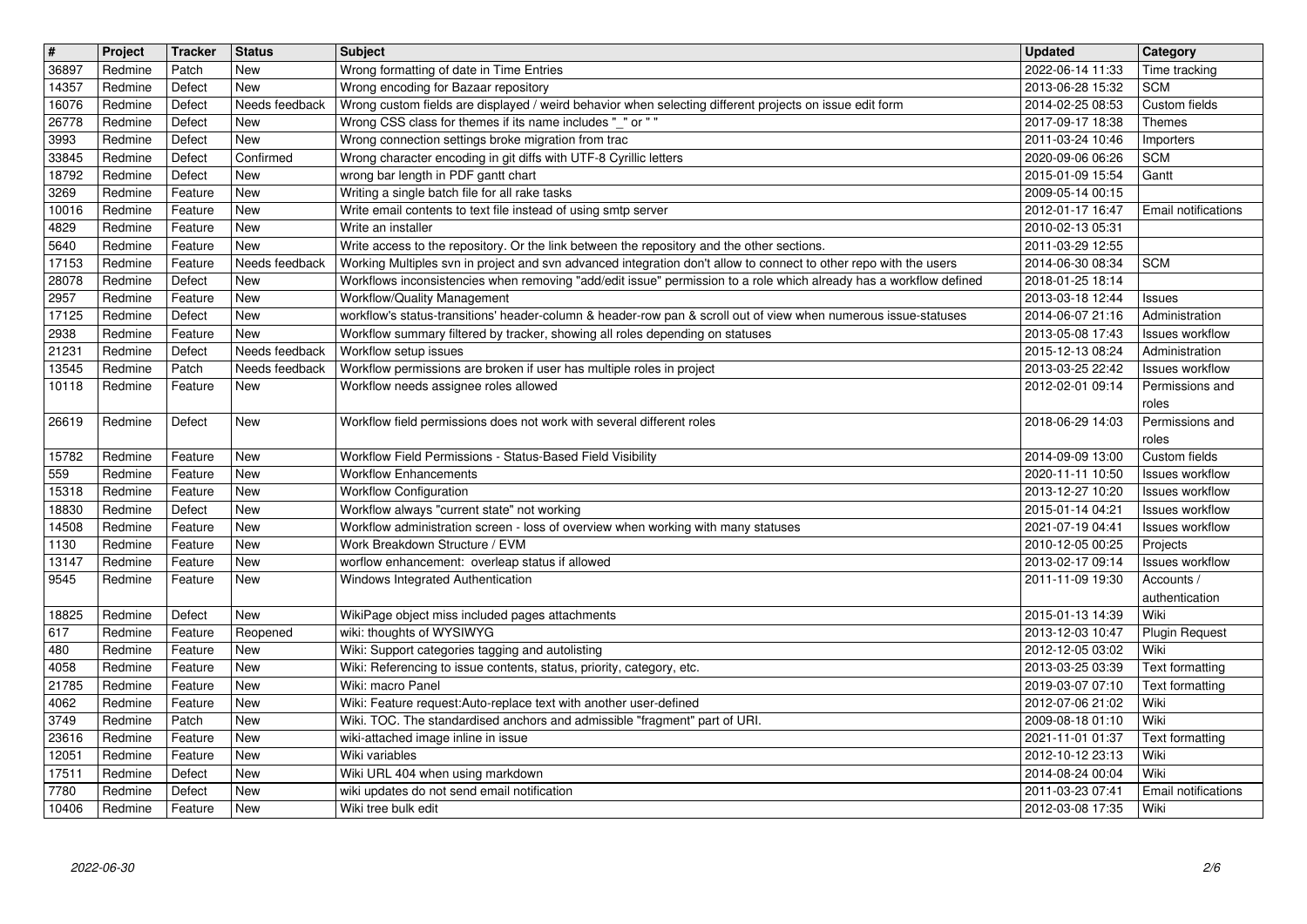| # | Project | Tracker | Status | Subject | Updated | Category |
|---|---|---|---|---|---|---|
| 36897 | Redmine | Patch | New | Wrong formatting of date in Time Entries | 2022-06-14 11:33 | Time tracking |
| 14357 | Redmine | Defect | New | Wrong encoding for Bazaar repository | 2013-06-28 15:32 | SCM |
| 16076 | Redmine | Defect | Needs feedback | Wrong custom fields are displayed / weird behavior when selecting different projects on issue edit form | 2014-02-25 08:53 | Custom fields |
| 26778 | Redmine | Defect | New | Wrong CSS class for themes if its name includes "_" or " " | 2017-09-17 18:38 | Themes |
| 3993 | Redmine | Defect | New | Wrong connection settings broke migration from trac | 2011-03-24 10:46 | Importers |
| 33845 | Redmine | Defect | Confirmed | Wrong character encoding in git diffs with UTF-8 Cyrillic letters | 2020-09-06 06:26 | SCM |
| 18792 | Redmine | Defect | New | wrong bar length in PDF gantt chart | 2015-01-09 15:54 | Gantt |
| 3269 | Redmine | Feature | New | Writing a single batch file for all rake tasks | 2009-05-14 00:15 | |
| 10016 | Redmine | Feature | New | Write email contents to text file instead of using smtp server | 2012-01-17 16:47 | Email notifications |
| 4829 | Redmine | Feature | New | Write an installer | 2010-02-13 05:31 | |
| 5640 | Redmine | Feature | New | Write access to the repository. Or the link between the repository and the other sections. | 2011-03-29 12:55 | |
| 17153 | Redmine | Feature | Needs feedback | Working Multiples svn in project and svn advanced integration don't allow to connect to other repo with the users | 2014-06-30 08:34 | SCM |
| 28078 | Redmine | Defect | New | Workflows inconsistencies when removing "add/edit issue" permission to a role which already has a workflow defined | 2018-01-25 18:14 | |
| 2957 | Redmine | Feature | New | Workflow/Quality Management | 2013-03-18 12:44 | Issues |
| 17125 | Redmine | Defect | New | workflow's status-transitions' header-column & header-row pan & scroll out of view when numerous issue-statuses | 2014-06-07 21:16 | Administration |
| 2938 | Redmine | Feature | New | Workflow summary filtered by tracker, showing all roles depending on statuses | 2013-05-08 17:43 | Issues workflow |
| 21231 | Redmine | Defect | Needs feedback | Workflow setup issues | 2015-12-13 08:24 | Administration |
| 13545 | Redmine | Patch | Needs feedback | Workflow permissions are broken if user has multiple roles in project | 2013-03-25 22:42 | Issues workflow |
| 10118 | Redmine | Feature | New | Workflow needs assignee roles allowed | 2012-02-01 09:14 | Permissions and roles |
| 26619 | Redmine | Defect | New | Workflow field permissions does not work with several different roles | 2018-06-29 14:03 | Permissions and roles |
| 15782 | Redmine | Feature | New | Workflow Field Permissions - Status-Based Field Visibility | 2014-09-09 13:00 | Custom fields |
| 559 | Redmine | Feature | New | Workflow Enhancements | 2020-11-11 10:50 | Issues workflow |
| 15318 | Redmine | Feature | New | Workflow Configuration | 2013-12-27 10:20 | Issues workflow |
| 18830 | Redmine | Defect | New | Workflow always "current state" not working | 2015-01-14 04:21 | Issues workflow |
| 14508 | Redmine | Feature | New | Workflow administration screen - loss of overview when working with many statuses | 2021-07-19 04:41 | Issues workflow |
| 1130 | Redmine | Feature | New | Work Breakdown Structure / EVM | 2010-12-05 00:25 | Projects |
| 13147 | Redmine | Feature | New | worflow enhancement: overleap status if allowed | 2013-02-17 09:14 | Issues workflow |
| 9545 | Redmine | Feature | New | Windows Integrated Authentication | 2011-11-09 19:30 | Accounts / authentication |
| 18825 | Redmine | Defect | New | WikiPage object miss included pages attachments | 2015-01-13 14:39 | Wiki |
| 617 | Redmine | Feature | Reopened | wiki: thoughts of WYSIWYG | 2013-12-03 10:47 | Plugin Request |
| 480 | Redmine | Feature | New | Wiki: Support categories tagging and autolisting | 2012-12-05 03:02 | Wiki |
| 4058 | Redmine | Feature | New | Wiki: Referencing to issue contents, status, priority, category, etc. | 2013-03-25 03:39 | Text formatting |
| 21785 | Redmine | Feature | New | Wiki: macro Panel | 2019-03-07 07:10 | Text formatting |
| 4062 | Redmine | Feature | New | Wiki: Feature request:Auto-replace text with another user-defined | 2012-07-06 21:02 | Wiki |
| 3749 | Redmine | Patch | New | Wiki. TOC. The standardised anchors and admissible "fragment" part of URI. | 2009-08-18 01:10 | Wiki |
| 23616 | Redmine | Feature | New | wiki-attached image inline in issue | 2021-11-01 01:37 | Text formatting |
| 12051 | Redmine | Feature | New | Wiki variables | 2012-10-12 23:13 | Wiki |
| 17511 | Redmine | Defect | New | Wiki URL 404 when using markdown | 2014-08-24 00:04 | Wiki |
| 7780 | Redmine | Defect | New | wiki updates do not send email notification | 2011-03-23 07:41 | Email notifications |
| 10406 | Redmine | Feature | New | Wiki tree bulk edit | 2012-03-08 17:35 | Wiki |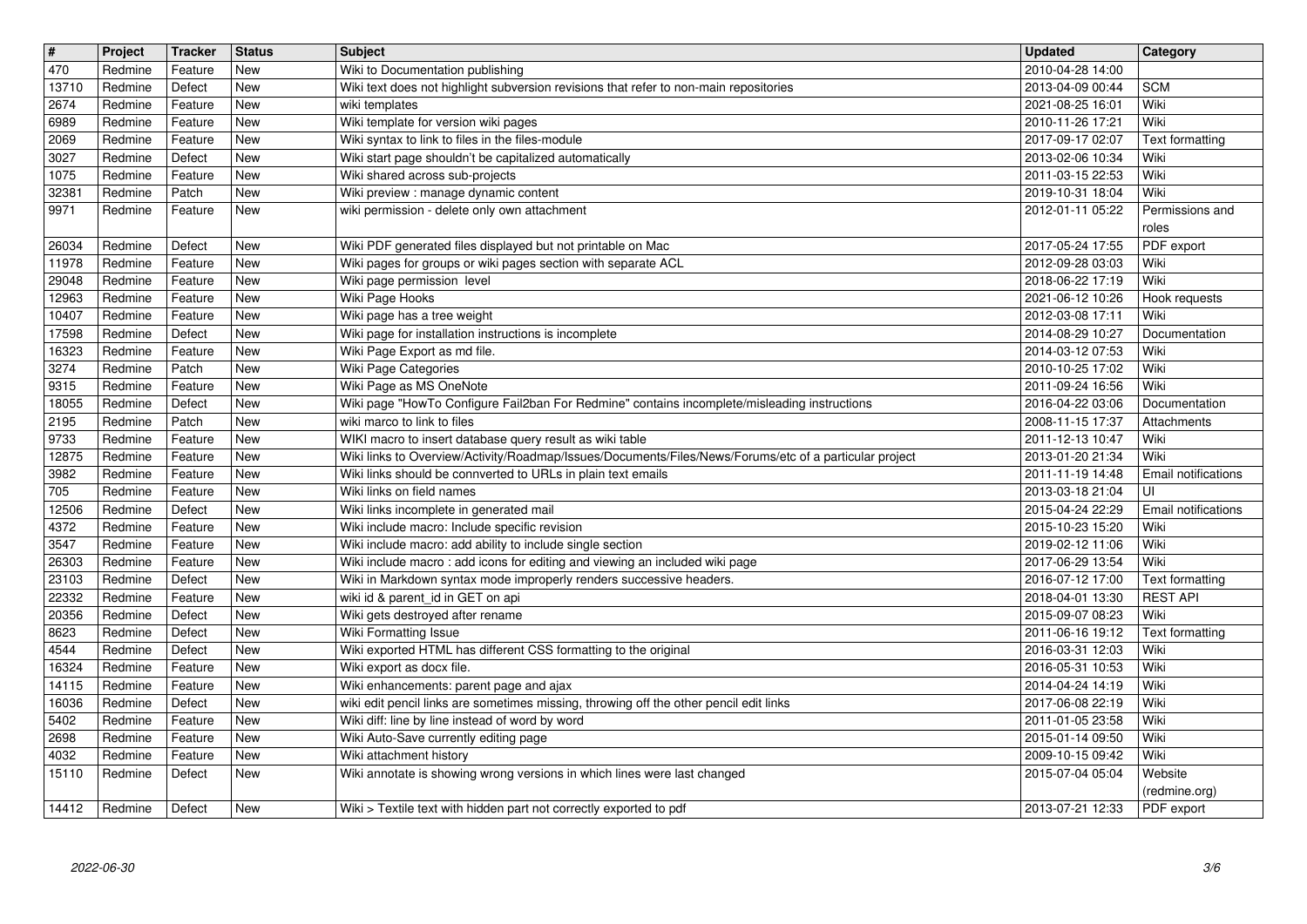| # | Project | Tracker | Status | Subject | Updated | Category |
|---|---|---|---|---|---|---|
| 470 | Redmine | Feature | New | Wiki to Documentation publishing | 2010-04-28 14:00 | |
| 13710 | Redmine | Defect | New | Wiki text does not highlight subversion revisions that refer to non-main repositories | 2013-04-09 00:44 | SCM |
| 2674 | Redmine | Feature | New | wiki templates | 2021-08-25 16:01 | Wiki |
| 6989 | Redmine | Feature | New | Wiki template for version wiki pages | 2010-11-26 17:21 | Wiki |
| 2069 | Redmine | Feature | New | Wiki syntax to link to files in the files-module | 2017-09-17 02:07 | Text formatting |
| 3027 | Redmine | Defect | New | Wiki start page shouldn't be capitalized automatically | 2013-02-06 10:34 | Wiki |
| 1075 | Redmine | Feature | New | Wiki shared across sub-projects | 2011-03-15 22:53 | Wiki |
| 32381 | Redmine | Patch | New | Wiki preview : manage dynamic content | 2019-10-31 18:04 | Wiki |
| 9971 | Redmine | Feature | New | wiki permission - delete only own attachment | 2012-01-11 05:22 | Permissions and roles |
| 26034 | Redmine | Defect | New | Wiki PDF generated files displayed but not printable on Mac | 2017-05-24 17:55 | PDF export |
| 11978 | Redmine | Feature | New | Wiki pages for groups or wiki pages section with separate ACL | 2012-09-28 03:03 | Wiki |
| 29048 | Redmine | Feature | New | Wiki page permission level | 2018-06-22 17:19 | Wiki |
| 12963 | Redmine | Feature | New | Wiki Page Hooks | 2021-06-12 10:26 | Hook requests |
| 10407 | Redmine | Feature | New | Wiki page has a tree weight | 2012-03-08 17:11 | Wiki |
| 17598 | Redmine | Defect | New | Wiki page for installation instructions is incomplete | 2014-08-29 10:27 | Documentation |
| 16323 | Redmine | Feature | New | Wiki Page Export as md file. | 2014-03-12 07:53 | Wiki |
| 3274 | Redmine | Patch | New | Wiki Page Categories | 2010-10-25 17:02 | Wiki |
| 9315 | Redmine | Feature | New | Wiki Page as MS OneNote | 2011-09-24 16:56 | Wiki |
| 18055 | Redmine | Defect | New | Wiki page "HowTo Configure Fail2ban For Redmine" contains incomplete/misleading instructions | 2016-04-22 03:06 | Documentation |
| 2195 | Redmine | Patch | New | wiki marco to link to files | 2008-11-15 17:37 | Attachments |
| 9733 | Redmine | Feature | New | WIKI macro to insert database query result as wiki table | 2011-12-13 10:47 | Wiki |
| 12875 | Redmine | Feature | New | Wiki links to Overview/Activity/Roadmap/Issues/Documents/Files/News/Forums/etc of a particular project | 2013-01-20 21:34 | Wiki |
| 3982 | Redmine | Feature | New | Wiki links should be connverted to URLs in plain text emails | 2011-11-19 14:48 | Email notifications |
| 705 | Redmine | Feature | New | Wiki links on field names | 2013-03-18 21:04 | UI |
| 12506 | Redmine | Defect | New | Wiki links incomplete in generated mail | 2015-04-24 22:29 | Email notifications |
| 4372 | Redmine | Feature | New | Wiki include macro: Include specific revision | 2015-10-23 15:20 | Wiki |
| 3547 | Redmine | Feature | New | Wiki include macro: add ability to include single section | 2019-02-12 11:06 | Wiki |
| 26303 | Redmine | Feature | New | Wiki include macro : add icons for editing and viewing an included wiki page | 2017-06-29 13:54 | Wiki |
| 23103 | Redmine | Defect | New | Wiki in Markdown syntax mode improperly renders successive headers. | 2016-07-12 17:00 | Text formatting |
| 22332 | Redmine | Feature | New | wiki id & parent_id in GET on api | 2018-04-01 13:30 | REST API |
| 20356 | Redmine | Defect | New | Wiki gets destroyed after rename | 2015-09-07 08:23 | Wiki |
| 8623 | Redmine | Defect | New | Wiki Formatting Issue | 2011-06-16 19:12 | Text formatting |
| 4544 | Redmine | Defect | New | Wiki exported HTML has different CSS formatting to the original | 2016-03-31 12:03 | Wiki |
| 16324 | Redmine | Feature | New | Wiki export as docx file. | 2016-05-31 10:53 | Wiki |
| 14115 | Redmine | Feature | New | Wiki enhancements: parent page and ajax | 2014-04-24 14:19 | Wiki |
| 16036 | Redmine | Defect | New | wiki edit pencil links are sometimes missing, throwing off the other pencil edit links | 2017-06-08 22:19 | Wiki |
| 5402 | Redmine | Feature | New | Wiki diff: line by line instead of word by word | 2011-01-05 23:58 | Wiki |
| 2698 | Redmine | Feature | New | Wiki Auto-Save currently editing page | 2015-01-14 09:50 | Wiki |
| 4032 | Redmine | Feature | New | Wiki attachment history | 2009-10-15 09:42 | Wiki |
| 15110 | Redmine | Defect | New | Wiki annotate is showing wrong versions in which lines were last changed | 2015-07-04 05:04 | Website (redmine.org) |
| 14412 | Redmine | Defect | New | Wiki > Textile text with hidden part not correctly exported to pdf | 2013-07-21 12:33 | PDF export |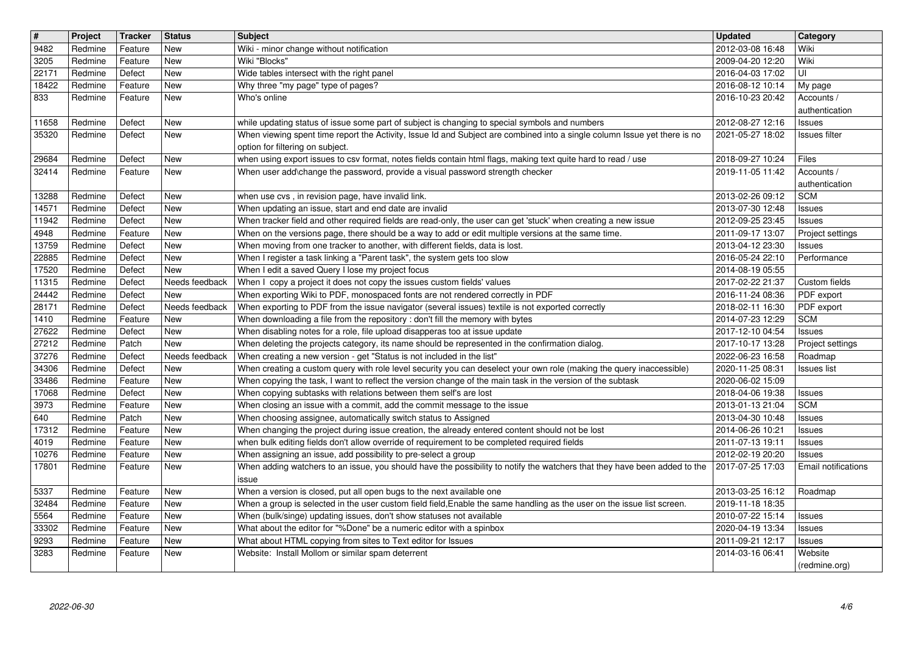| # | Project | Tracker | Status | Subject | Updated | Category |
|---|---|---|---|---|---|---|
| 9482 | Redmine | Feature | New | Wiki - minor change without notification | 2012-03-08 16:48 | Wiki |
| 3205 | Redmine | Feature | New | Wiki "Blocks" | 2009-04-20 12:20 | Wiki |
| 22171 | Redmine | Defect | New | Wide tables intersect with the right panel | 2016-04-03 17:02 | UI |
| 18422 | Redmine | Feature | New | Why three "my page" type of pages? | 2016-08-12 10:14 | My page |
| 833 | Redmine | Feature | New | Who's online | 2016-10-23 20:42 | Accounts / authentication |
| 11658 | Redmine | Defect | New | while updating status of issue some part of subject is changing to special symbols and numbers | 2012-08-27 12:16 | Issues |
| 35320 | Redmine | Defect | New | When viewing spent time report the Activity, Issue Id and Subject are combined into a single column Issue yet there is no option for filtering on subject. | 2021-05-27 18:02 | Issues filter |
| 29684 | Redmine | Defect | New | when using export issues to csv format, notes fields contain html flags, making text quite hard to read / use | 2018-09-27 10:24 | Files |
| 32414 | Redmine | Feature | New | When user add\change the password, provide a visual password strength checker | 2019-11-05 11:42 | Accounts / authentication |
| 13288 | Redmine | Defect | New | when use cvs , in revision page, have invalid link. | 2013-02-26 09:12 | SCM |
| 14571 | Redmine | Defect | New | When updating an issue, start and end date are invalid | 2013-07-30 12:48 | Issues |
| 11942 | Redmine | Defect | New | When tracker field and other required fields are read-only, the user can get 'stuck' when creating a new issue | 2012-09-25 23:45 | Issues |
| 4948 | Redmine | Feature | New | When on the versions page, there should be a way to add or edit multiple versions at the same time. | 2011-09-17 13:07 | Project settings |
| 13759 | Redmine | Defect | New | When moving from one tracker to another, with different fields, data is lost. | 2013-04-12 23:30 | Issues |
| 22885 | Redmine | Defect | New | When I register a task linking a "Parent task", the system gets too slow | 2016-05-24 22:10 | Performance |
| 17520 | Redmine | Defect | New | When I edit a saved Query I lose my project focus | 2014-08-19 05:55 | |
| 11315 | Redmine | Defect | Needs feedback | When I copy a project it does not copy the issues custom fields' values | 2017-02-22 21:37 | Custom fields |
| 24442 | Redmine | Defect | New | When exporting Wiki to PDF, monospaced fonts are not rendered correctly in PDF | 2016-11-24 08:36 | PDF export |
| 28171 | Redmine | Defect | Needs feedback | When exporting to PDF from the issue navigator (several issues) textile is not exported correctly | 2018-02-11 16:30 | PDF export |
| 1410 | Redmine | Feature | New | When downloading a file from the repository : don't fill the memory with bytes | 2014-07-23 12:29 | SCM |
| 27622 | Redmine | Defect | New | When disabling notes for a role, file upload disapperas too at issue update | 2017-12-10 04:54 | Issues |
| 27212 | Redmine | Patch | New | When deleting the projects category, its name should be represented in the confirmation dialog. | 2017-10-17 13:28 | Project settings |
| 37276 | Redmine | Defect | Needs feedback | When creating a new version - get "Status is not included in the list" | 2022-06-23 16:58 | Roadmap |
| 34306 | Redmine | Defect | New | When creating a custom query with role level security you can deselect your own role (making the query inaccessible) | 2020-11-25 08:31 | Issues list |
| 33486 | Redmine | Feature | New | When copying the task, I want to reflect the version change of the main task in the version of the subtask | 2020-06-02 15:09 | |
| 17068 | Redmine | Defect | New | When copying subtasks with relations between them self's are lost | 2018-04-06 19:38 | Issues |
| 3973 | Redmine | Feature | New | When closing an issue with a commit, add the commit message to the issue | 2013-01-13 21:04 | SCM |
| 640 | Redmine | Patch | New | When choosing assignee, automatically switch status to Assigned | 2013-04-30 10:48 | Issues |
| 17312 | Redmine | Feature | New | When changing the project during issue creation, the already entered content should not be lost | 2014-06-26 10:21 | Issues |
| 4019 | Redmine | Feature | New | when bulk editing fields don't allow override of requirement to be completed required fields | 2011-07-13 19:11 | Issues |
| 10276 | Redmine | Feature | New | When assigning an issue, add possibility to pre-select a group | 2012-02-19 20:20 | Issues |
| 17801 | Redmine | Feature | New | When adding watchers to an issue, you should have the possibility to notify the watchers that they have been added to the issue | 2017-07-25 17:03 | Email notifications |
| 5337 | Redmine | Feature | New | When a version is closed, put all open bugs to the next available one | 2013-03-25 16:12 | Roadmap |
| 32484 | Redmine | Feature | New | When a group is selected in the user custom field field,Enable the same handling as the user on the issue list screen. | 2019-11-18 18:35 | |
| 5564 | Redmine | Feature | New | When (bulk/singe) updating issues, don't show statuses not available | 2010-07-22 15:14 | Issues |
| 33302 | Redmine | Feature | New | What about the editor for "%Done" be a numeric editor with a spinbox | 2020-04-19 13:34 | Issues |
| 9293 | Redmine | Feature | New | What about HTML copying from sites to Text editor for Issues | 2011-09-21 12:17 | Issues |
| 3283 | Redmine | Feature | New | Website: Install Mollom or similar spam deterrent | 2014-03-16 06:41 | Website (redmine.org) |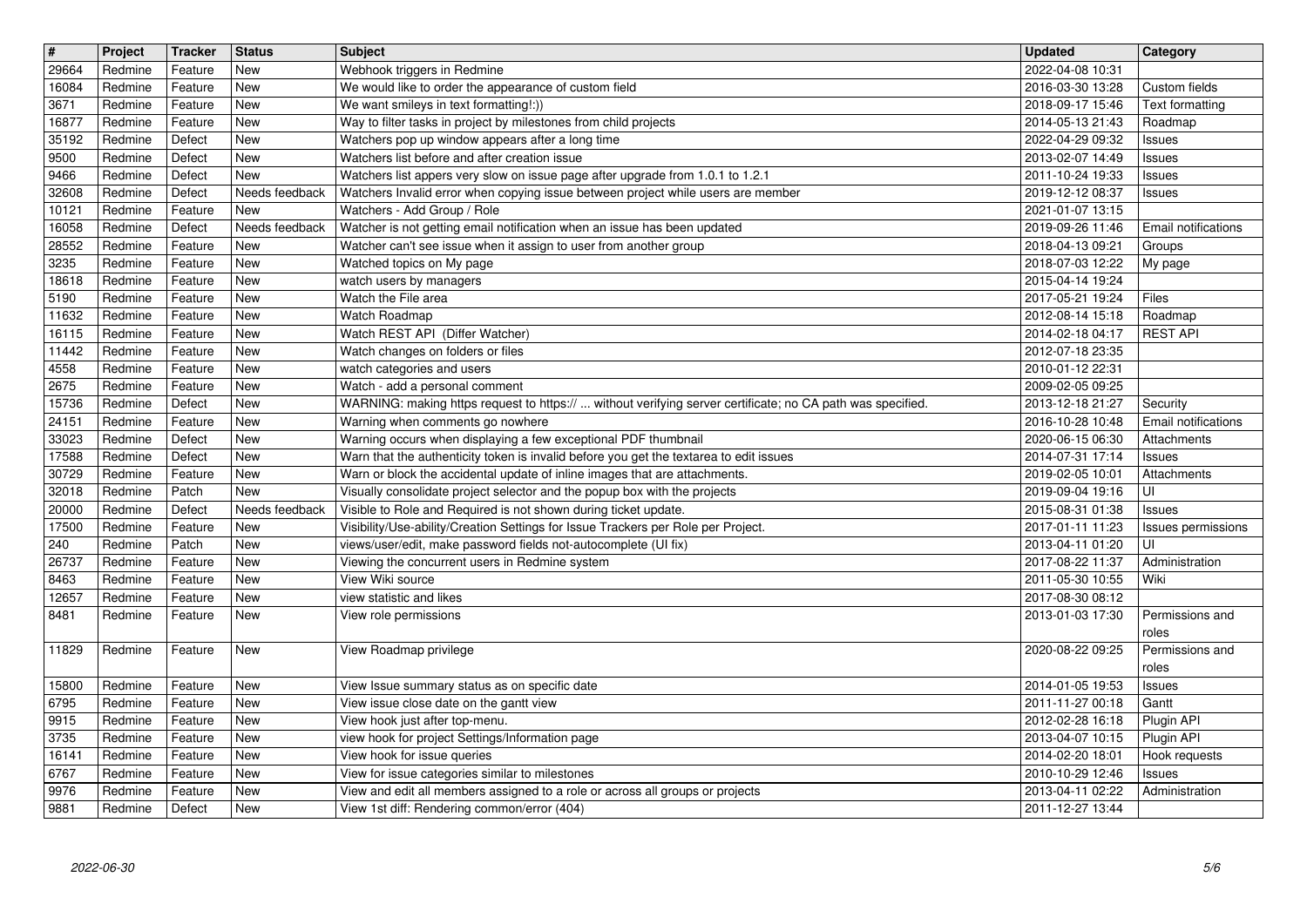| # | Project | Tracker | Status | Subject | Updated | Category |
|---|---|---|---|---|---|---|
| 29664 | Redmine | Feature | New | Webhook triggers in Redmine | 2022-04-08 10:31 | |
| 16084 | Redmine | Feature | New | We would like to order the appearance of custom field | 2016-03-30 13:28 | Custom fields |
| 3671 | Redmine | Feature | New | We want smileys in text formatting!:)) | 2018-09-17 15:46 | Text formatting |
| 16877 | Redmine | Feature | New | Way to filter tasks in project by milestones from child projects | 2014-05-13 21:43 | Roadmap |
| 35192 | Redmine | Defect | New | Watchers pop up window appears after a long time | 2022-04-29 09:32 | Issues |
| 9500 | Redmine | Defect | New | Watchers list before and after creation issue | 2013-02-07 14:49 | Issues |
| 9466 | Redmine | Defect | New | Watchers list appers very slow on issue page after upgrade from 1.0.1 to 1.2.1 | 2011-10-24 19:33 | Issues |
| 32608 | Redmine | Defect | Needs feedback | Watchers Invalid error when copying issue between project while users are member | 2019-12-12 08:37 | Issues |
| 10121 | Redmine | Feature | New | Watchers - Add Group / Role | 2021-01-07 13:15 | |
| 16058 | Redmine | Defect | Needs feedback | Watcher is not getting email notification when an issue has been updated | 2019-09-26 11:46 | Email notifications |
| 28552 | Redmine | Feature | New | Watcher can't see issue when it assign to user from another group | 2018-04-13 09:21 | Groups |
| 3235 | Redmine | Feature | New | Watched topics on My page | 2018-07-03 12:22 | My page |
| 18618 | Redmine | Feature | New | watch users by managers | 2015-04-14 19:24 | |
| 5190 | Redmine | Feature | New | Watch the File area | 2017-05-21 19:24 | Files |
| 11632 | Redmine | Feature | New | Watch Roadmap | 2012-08-14 15:18 | Roadmap |
| 16115 | Redmine | Feature | New | Watch REST API (Differ Watcher) | 2014-02-18 04:17 | REST API |
| 11442 | Redmine | Feature | New | Watch changes on folders or files | 2012-07-18 23:35 | |
| 4558 | Redmine | Feature | New | watch categories and users | 2010-01-12 22:31 | |
| 2675 | Redmine | Feature | New | Watch - add a personal comment | 2009-02-05 09:25 | |
| 15736 | Redmine | Defect | New | WARNING: making https request to https:// ... without verifying server certificate; no CA path was specified. | 2013-12-18 21:27 | Security |
| 24151 | Redmine | Feature | New | Warning when comments go nowhere | 2016-10-28 10:48 | Email notifications |
| 33023 | Redmine | Defect | New | Warning occurs when displaying a few exceptional PDF thumbnail | 2020-06-15 06:30 | Attachments |
| 17588 | Redmine | Defect | New | Warn that the authenticity token is invalid before you get the textarea to edit issues | 2014-07-31 17:14 | Issues |
| 30729 | Redmine | Feature | New | Warn or block the accidental update of inline images that are attachments. | 2019-02-05 10:01 | Attachments |
| 32018 | Redmine | Patch | New | Visually consolidate project selector and the popup box with the projects | 2019-09-04 19:16 | UI |
| 20000 | Redmine | Defect | Needs feedback | Visible to Role and Required is not shown during ticket update. | 2015-08-31 01:38 | Issues |
| 17500 | Redmine | Feature | New | Visibility/Use-ability/Creation Settings for Issue Trackers per Role per Project. | 2017-01-11 11:23 | Issues permissions |
| 240 | Redmine | Patch | New | views/user/edit, make password fields not-autocomplete (UI fix) | 2013-04-11 01:20 | UI |
| 26737 | Redmine | Feature | New | Viewing the concurrent users in Redmine system | 2017-08-22 11:37 | Administration |
| 8463 | Redmine | Feature | New | View Wiki source | 2011-05-30 10:55 | Wiki |
| 12657 | Redmine | Feature | New | view statistic and likes | 2017-08-30 08:12 | |
| 8481 | Redmine | Feature | New | View role permissions | 2013-01-03 17:30 | Permissions and roles |
| 11829 | Redmine | Feature | New | View Roadmap privilege | 2020-08-22 09:25 | Permissions and roles |
| 15800 | Redmine | Feature | New | View Issue summary status as on specific date | 2014-01-05 19:53 | Issues |
| 6795 | Redmine | Feature | New | View issue close date on the gantt view | 2011-11-27 00:18 | Gantt |
| 9915 | Redmine | Feature | New | View hook just after top-menu. | 2012-02-28 16:18 | Plugin API |
| 3735 | Redmine | Feature | New | view hook for project Settings/Information page | 2013-04-07 10:15 | Plugin API |
| 16141 | Redmine | Feature | New | View hook for issue queries | 2014-02-20 18:01 | Hook requests |
| 6767 | Redmine | Feature | New | View for issue categories similar to milestones | 2010-10-29 12:46 | Issues |
| 9976 | Redmine | Feature | New | View and edit all members assigned to a role or across all groups or projects | 2013-04-11 02:22 | Administration |
| 9881 | Redmine | Defect | New | View 1st diff: Rendering common/error (404) | 2011-12-27 13:44 | |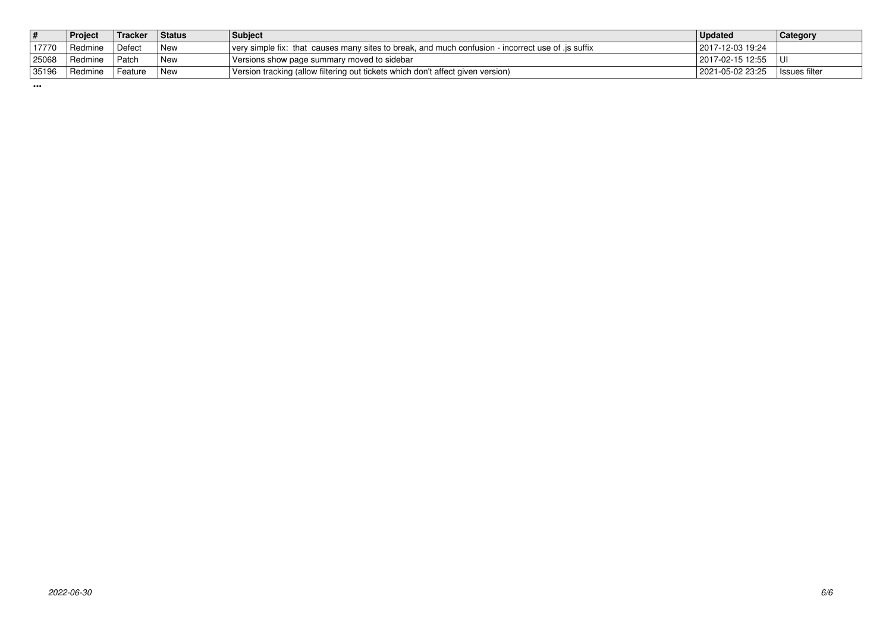| # | Project | Tracker | Status | Subject | Updated | Category |
|---|---|---|---|---|---|---|
| 17770 | Redmine | Defect | New | very simple fix:  that  causes many sites to break, and much confusion - incorrect use of .js suffix | 2017-12-03 19:24 | |
| 25068 | Redmine | Patch | New | Versions show page summary moved to sidebar | 2017-02-15 12:55 | UI |
| 35196 | Redmine | Feature | New | Version tracking (allow filtering out tickets which don't affect given version) | 2021-05-02 23:25 | Issues filter |

...